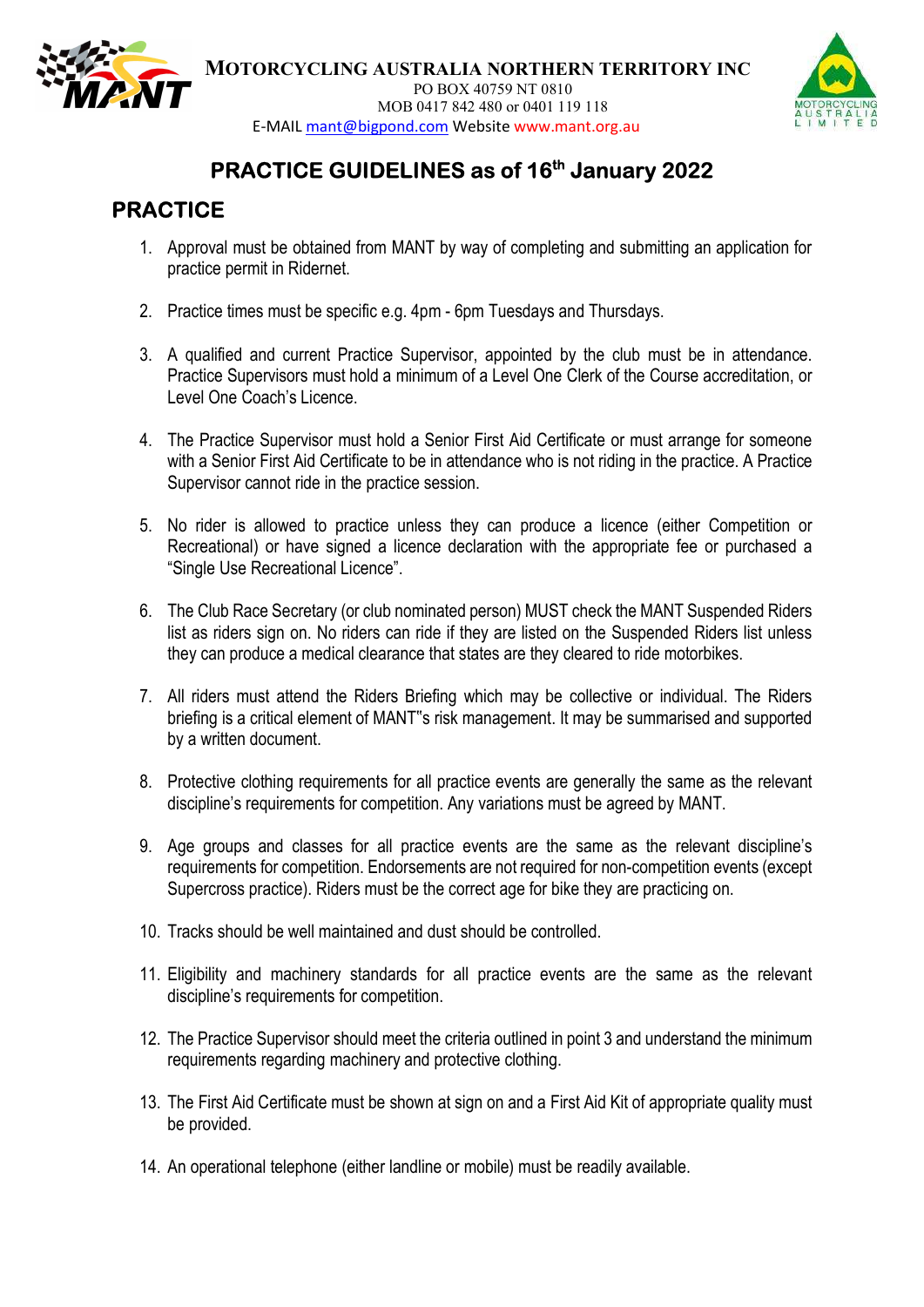**MOTORCYCLING AUSTRALIA NORTHERN TERRITORY INC**
PO BOX 40759 NT 0810
MOB 0417 842 480 or 0401 119 118
E-MAIL mant@bigpond.com Website www.mant.org.au

# PRACTICE GUIDELINES as of 16th January 2022

## PRACTICE

1. Approval must be obtained from MANT by way of completing and submitting an application for practice permit in Ridernet.

2. Practice times must be specific e.g. 4pm - 6pm Tuesdays and Thursdays.

3. A qualified and current Practice Supervisor, appointed by the club must be in attendance. Practice Supervisors must hold a minimum of a Level One Clerk of the Course accreditation, or Level One Coach's Licence.

4. The Practice Supervisor must hold a Senior First Aid Certificate or must arrange for someone with a Senior First Aid Certificate to be in attendance who is not riding in the practice. A Practice Supervisor cannot ride in the practice session.

5. No rider is allowed to practice unless they can produce a licence (either Competition or Recreational) or have signed a licence declaration with the appropriate fee or purchased a "Single Use Recreational Licence".

6. The Club Race Secretary (or club nominated person) MUST check the MANT Suspended Riders list as riders sign on. No riders can ride if they are listed on the Suspended Riders list unless they can produce a medical clearance that states are they cleared to ride motorbikes.

7. All riders must attend the Riders Briefing which may be collective or individual. The Riders briefing is a critical element of MANT"s risk management. It may be summarised and supported by a written document.

8. Protective clothing requirements for all practice events are generally the same as the relevant discipline's requirements for competition. Any variations must be agreed by MANT.

9. Age groups and classes for all practice events are the same as the relevant discipline's requirements for competition. Endorsements are not required for non-competition events (except Supercross practice). Riders must be the correct age for bike they are practicing on.

10. Tracks should be well maintained and dust should be controlled.

11. Eligibility and machinery standards for all practice events are the same as the relevant discipline's requirements for competition.

12. The Practice Supervisor should meet the criteria outlined in point 3 and understand the minimum requirements regarding machinery and protective clothing.

13. The First Aid Certificate must be shown at sign on and a First Aid Kit of appropriate quality must be provided.

14. An operational telephone (either landline or mobile) must be readily available.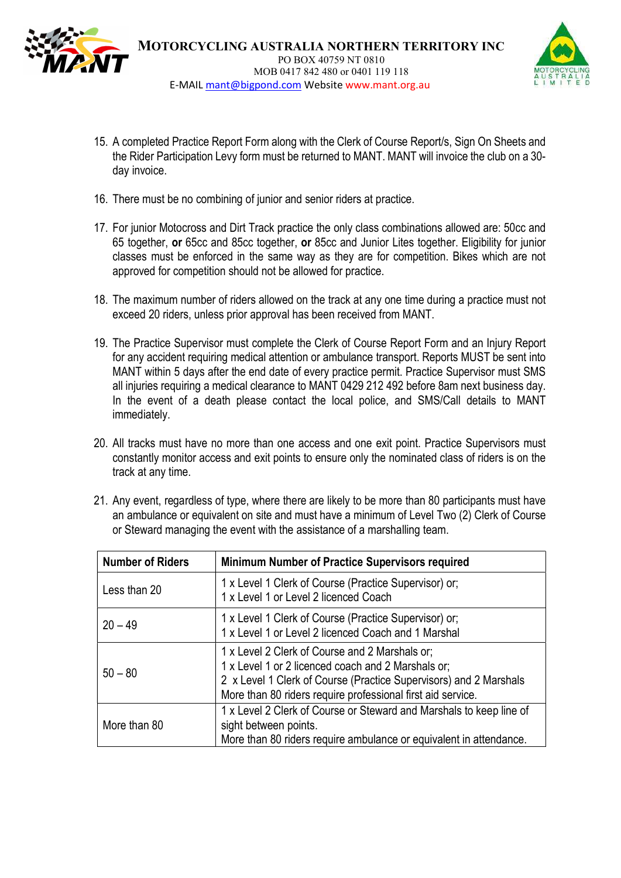15. A completed Practice Report Form along with the Clerk of Course Report/s, Sign On Sheets and the Rider Participation Levy form must be returned to MANT. MANT will invoice the club on a 30-day invoice.

16. There must be no combining of junior and senior riders at practice.

17. For junior Motocross and Dirt Track practice the only class combinations allowed are: 50cc and 65 together, **or** 65cc and 85cc together, **or** 85cc and Junior Lites together. Eligibility for junior classes must be enforced in the same way as they are for competition. Bikes which are not approved for competition should not be allowed for practice.

18. The maximum number of riders allowed on the track at any one time during a practice must not exceed 20 riders, unless prior approval has been received from MANT.

19. The Practice Supervisor must complete the Clerk of Course Report Form and an Injury Report for any accident requiring medical attention or ambulance transport. Reports MUST be sent into MANT within 5 days after the end date of every practice permit. Practice Supervisor must SMS all injuries requiring a medical clearance to MANT 0429 212 492 before 8am next business day. In the event of a death please contact the local police, and SMS/Call details to MANT immediately.

20. All tracks must have no more than one access and one exit point. Practice Supervisors must constantly monitor access and exit points to ensure only the nominated class of riders is on the track at any time.

21. Any event, regardless of type, where there are likely to be more than 80 participants must have an ambulance or equivalent on site and must have a minimum of Level Two (2) Clerk of Course or Steward managing the event with the assistance of a marshalling team.

| Number of Riders | Minimum Number of Practice Supervisors required |
|---|---|
| Less than 20 | 1 x Level 1 Clerk of Course (Practice Supervisor) or;<br>1 x Level 1 or Level 2 licenced Coach |
| 20 – 49 | 1 x Level 1 Clerk of Course (Practice Supervisor) or;<br>1 x Level 1 or Level 2 licenced Coach and 1 Marshal |
| 50 – 80 | 1 x Level 2 Clerk of Course and 2 Marshals or;<br>1 x Level 1 or 2 licenced coach and 2 Marshals or;<br>2 x Level 1 Clerk of Course (Practice Supervisors) and 2 Marshals<br>More than 80 riders require professional first aid service. |
| More than 80 | 1 x Level 2 Clerk of Course or Steward and Marshals to keep line of sight between points.<br>More than 80 riders require ambulance or equivalent in attendance. |